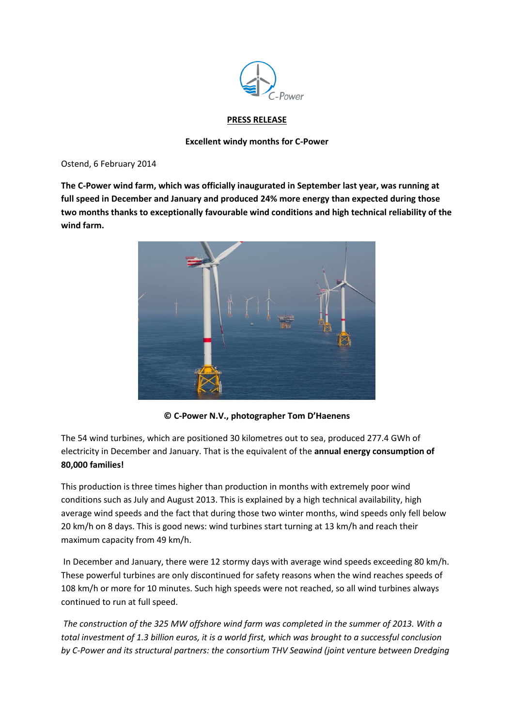C-Power

**PRESS RELEASE**

**Excellent windy months for C-Power**

Ostend, 6 February 2014

**The C-Power wind farm, which was officially inaugurated in September last year, was running at full speed in December and January and produced 24% more energy than expected during those two months thanks to exceptionally favourable wind conditions and high technical reliability of the wind farm.**

**© C-Power N.V., photographer Tom D'Haenens**

The 54 wind turbines, which are positioned 30 kilometres out to sea, produced 277.4 GWh of electricity in December and January. That is the equivalent of the **annual energy consumption of 80,000 families!**

This production is three times higher than production in months with extremely poor wind conditions such as July and August 2013. This is explained by a high technical availability, high average wind speeds and the fact that during those two winter months, wind speeds only fell below 20 km/h on 8 days. This is good news: wind turbines start turning at 13 km/h and reach their maximum capacity from 49 km/h.

In December and January, there were 12 stormy days with average wind speeds exceeding 80 km/h. These powerful turbines are only discontinued for safety reasons when the wind reaches speeds of 108 km/h or more for 10 minutes. Such high speeds were not reached, so all wind turbines always continued to run at full speed.

*The construction of the 325 MW offshore wind farm was completed in the summer of 2013. With a total investment of 1.3 billion euros, it is a world first, which was brought to a successful conclusion by C-Power and its structural partners: the consortium THV Seawind (joint venture between Dredging*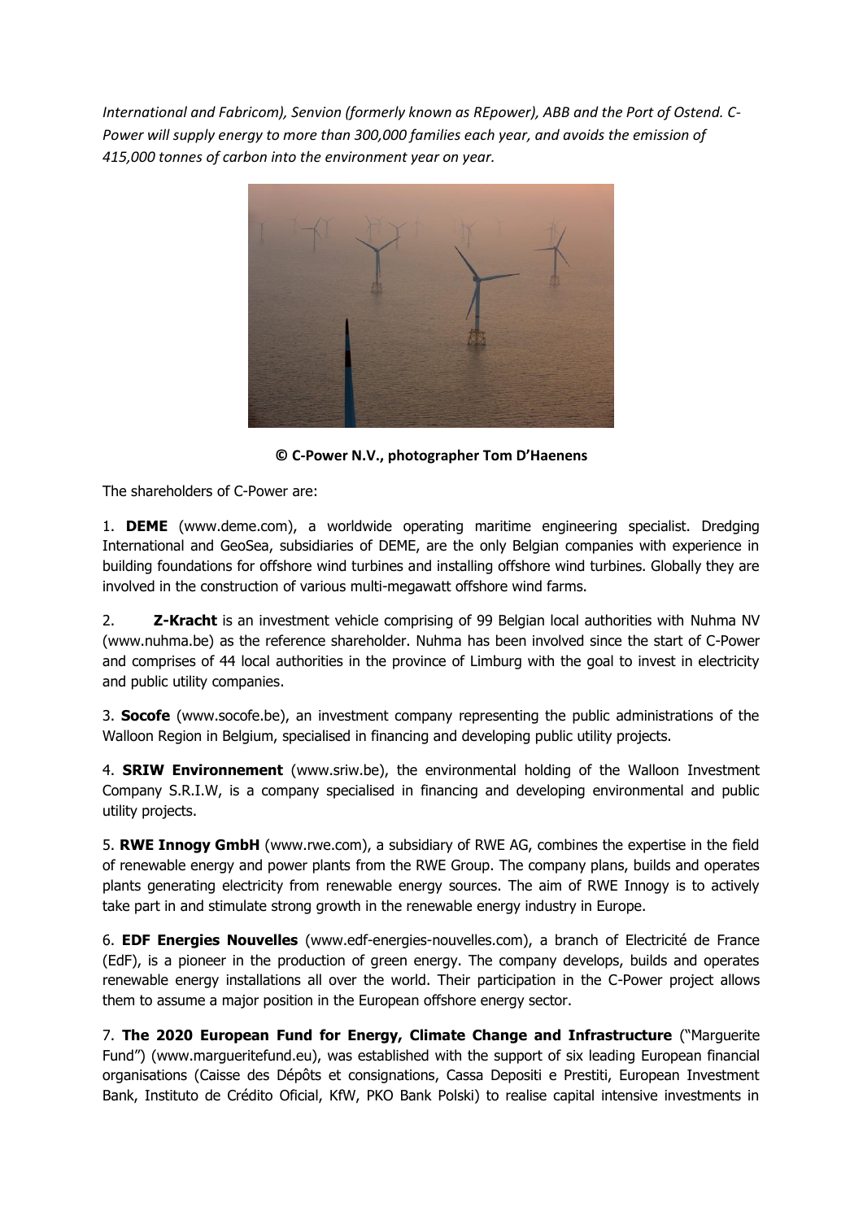*International and Fabricom), Senvion (formerly known as REpower), ABB and the Port of Ostend. C-Power will supply energy to more than 300,000 families each year, and avoids the emission of 415,000 tonnes of carbon into the environment year on year.*

**© C-Power N.V., photographer Tom D'Haenens**

The shareholders of C-Power are:

1. **DEME** (www.deme.com), a worldwide operating maritime engineering specialist. Dredging International and GeoSea, subsidiaries of DEME, are the only Belgian companies with experience in building foundations for offshore wind turbines and installing offshore wind turbines. Globally they are involved in the construction of various multi-megawatt offshore wind farms.

2. **Z-Kracht** is an investment vehicle comprising of 99 Belgian local authorities with Nuhma NV (www.nuhma.be) as the reference shareholder. Nuhma has been involved since the start of C-Power and comprises of 44 local authorities in the province of Limburg with the goal to invest in electricity and public utility companies.

3. **Socofe** (www.socofe.be), an investment company representing the public administrations of the Walloon Region in Belgium, specialised in financing and developing public utility projects.

4. **SRIW Environnement** (www.sriw.be), the environmental holding of the Walloon Investment Company S.R.I.W, is a company specialised in financing and developing environmental and public utility projects.

5. **RWE Innogy GmbH** (www.rwe.com), a subsidiary of RWE AG, combines the expertise in the field of renewable energy and power plants from the RWE Group. The company plans, builds and operates plants generating electricity from renewable energy sources. The aim of RWE Innogy is to actively take part in and stimulate strong growth in the renewable energy industry in Europe.

6. **EDF Energies Nouvelles** (www.edf-energies-nouvelles.com), a branch of Electricité de France (EdF), is a pioneer in the production of green energy. The company develops, builds and operates renewable energy installations all over the world. Their participation in the C-Power project allows them to assume a major position in the European offshore energy sector.

7. **The 2020 European Fund for Energy, Climate Change and Infrastructure** ("Marguerite Fund") (www.margueritefund.eu), was established with the support of six leading European financial organisations (Caisse des Dépôts et consignations, Cassa Depositi e Prestiti, European Investment Bank, Instituto de Crédito Oficial, KfW, PKO Bank Polski) to realise capital intensive investments in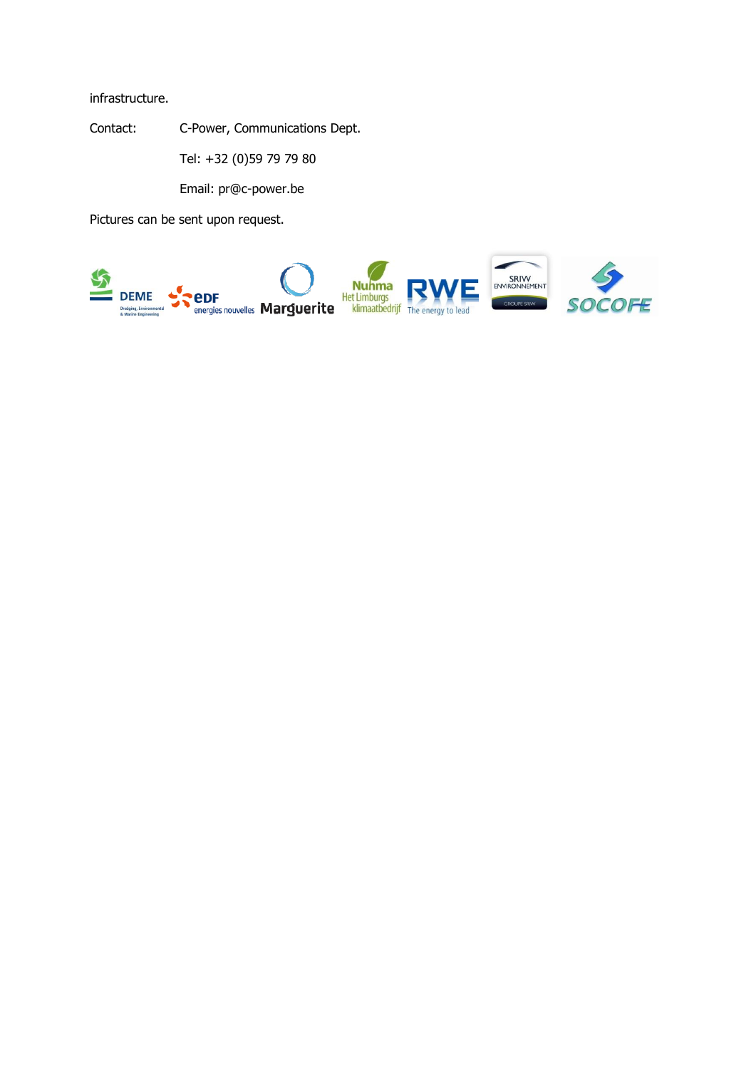infrastructure.

Contact: C-Power, Communications Dept.

Tel: +32 (0)59 79 79 80

Email: pr@c-power.be

Pictures can be sent upon request.